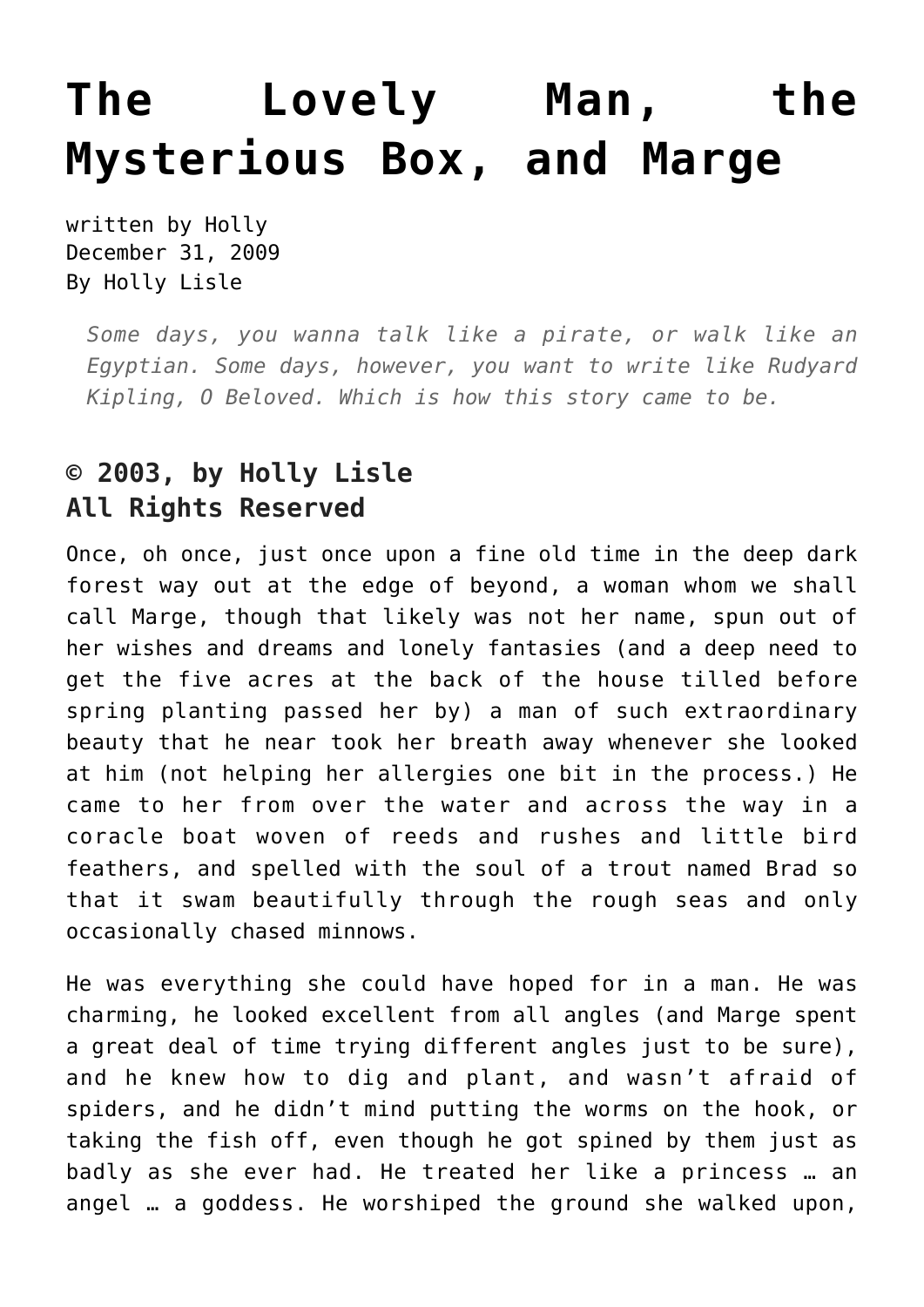# The Lovely Man, the Mysterious Box, and Marge

written by Holly
December 31, 2009
By Holly Lisle

> *Some days, you wanna talk like a pirate, or walk like an Egyptian. Some days, however, you want to write like Rudyard Kipling, O Beloved. Which is how this story came to be.*

### © 2003, by Holly Lisle All Rights Reserved

Once, oh once, just once upon a fine old time in the deep dark forest way out at the edge of beyond, a woman whom we shall call Marge, though that likely was not her name, spun out of her wishes and dreams and lonely fantasies (and a deep need to get the five acres at the back of the house tilled before spring planting passed her by) a man of such extraordinary beauty that he near took her breath away whenever she looked at him (not helping her allergies one bit in the process.) He came to her from over the water and across the way in a coracle boat woven of reeds and rushes and little bird feathers, and spelled with the soul of a trout named Brad so that it swam beautifully through the rough seas and only occasionally chased minnows.

He was everything she could have hoped for in a man. He was charming, he looked excellent from all angles (and Marge spent a great deal of time trying different angles just to be sure), and he knew how to dig and plant, and wasn't afraid of spiders, and he didn't mind putting the worms on the hook, or taking the fish off, even though he got spined by them just as badly as she ever had. He treated her like a princess … an angel … a goddess. He worshiped the ground she walked upon,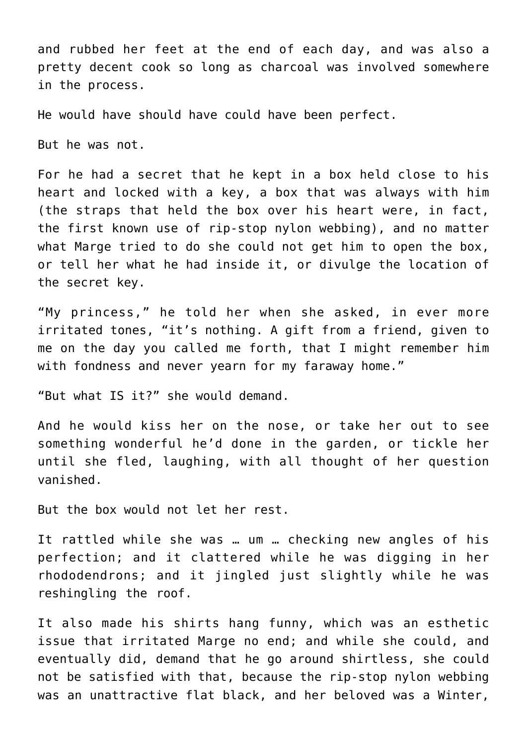and rubbed her feet at the end of each day, and was also a pretty decent cook so long as charcoal was involved somewhere in the process.

He would have should have could have been perfect.

But he was not.

For he had a secret that he kept in a box held close to his heart and locked with a key, a box that was always with him (the straps that held the box over his heart were, in fact, the first known use of rip-stop nylon webbing), and no matter what Marge tried to do she could not get him to open the box, or tell her what he had inside it, or divulge the location of the secret key.

“My princess,” he told her when she asked, in ever more irritated tones, “it’s nothing. A gift from a friend, given to me on the day you called me forth, that I might remember him with fondness and never yearn for my faraway home.”

“But what IS it?” she would demand.

And he would kiss her on the nose, or take her out to see something wonderful he’d done in the garden, or tickle her until she fled, laughing, with all thought of her question vanished.

But the box would not let her rest.

It rattled while she was … um … checking new angles of his perfection; and it clattered while he was digging in her rhododendrons; and it jingled just slightly while he was reshingling the roof.

It also made his shirts hang funny, which was an esthetic issue that irritated Marge no end; and while she could, and eventually did, demand that he go around shirtless, she could not be satisfied with that, because the rip-stop nylon webbing was an unattractive flat black, and her beloved was a Winter,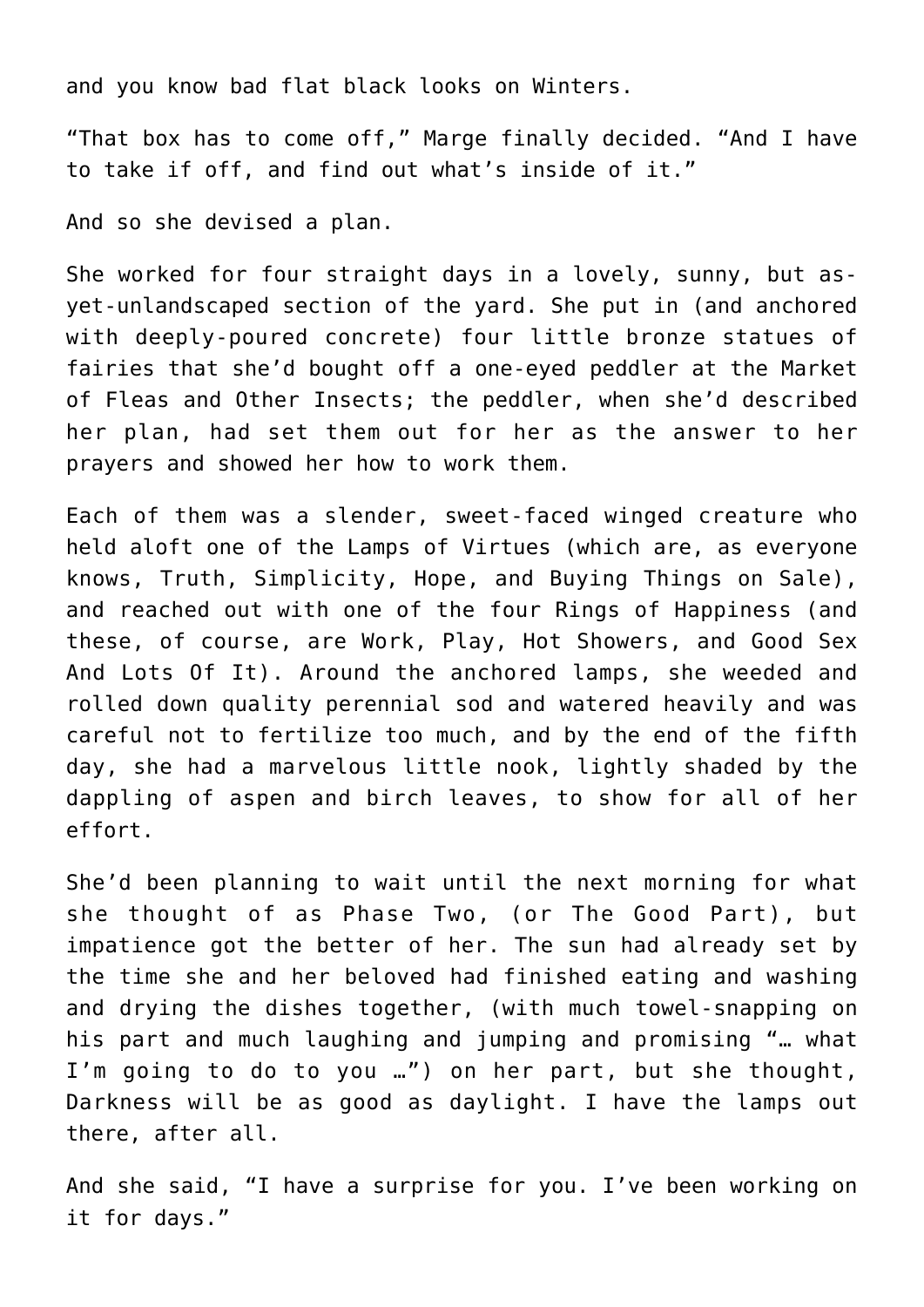and you know bad flat black looks on Winters.

“That box has to come off,” Marge finally decided. “And I have to take if off, and find out what’s inside of it.”

And so she devised a plan.

She worked for four straight days in a lovely, sunny, but as-yet-unlandscaped section of the yard. She put in (and anchored with deeply-poured concrete) four little bronze statues of fairies that she’d bought off a one-eyed peddler at the Market of Fleas and Other Insects; the peddler, when she’d described her plan, had set them out for her as the answer to her prayers and showed her how to work them.

Each of them was a slender, sweet-faced winged creature who held aloft one of the Lamps of Virtues (which are, as everyone knows, Truth, Simplicity, Hope, and Buying Things on Sale), and reached out with one of the four Rings of Happiness (and these, of course, are Work, Play, Hot Showers, and Good Sex And Lots Of It). Around the anchored lamps, she weeded and rolled down quality perennial sod and watered heavily and was careful not to fertilize too much, and by the end of the fifth day, she had a marvelous little nook, lightly shaded by the dappling of aspen and birch leaves, to show for all of her effort.

She’d been planning to wait until the next morning for what she thought of as Phase Two, (or The Good Part), but impatience got the better of her. The sun had already set by the time she and her beloved had finished eating and washing and drying the dishes together, (with much towel-snapping on his part and much laughing and jumping and promising “… what I’m going to do to you …”) on her part, but she thought, Darkness will be as good as daylight. I have the lamps out there, after all.

And she said, “I have a surprise for you. I’ve been working on it for days.”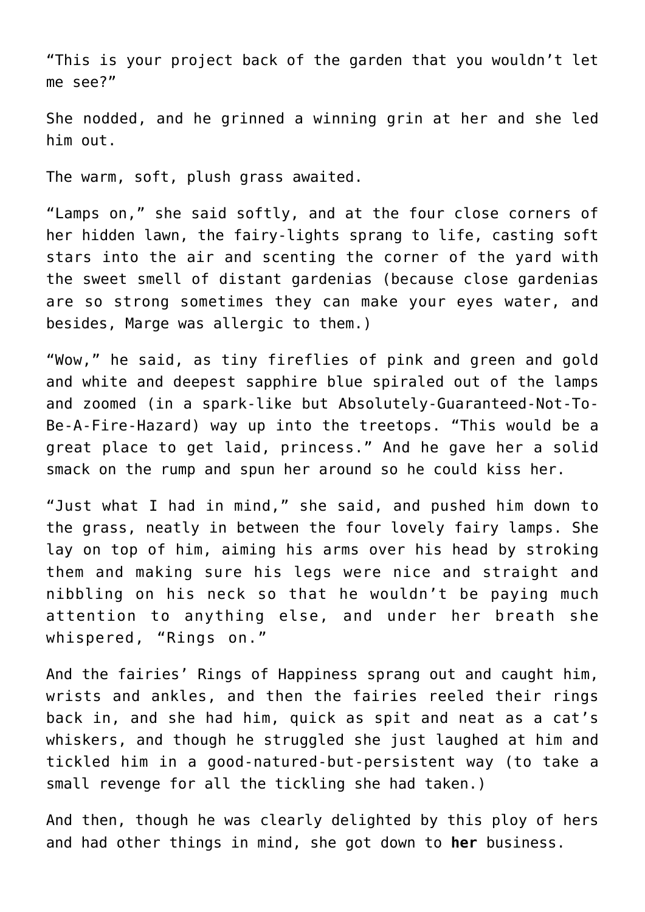"This is your project back of the garden that you wouldn't let me see?"

She nodded, and he grinned a winning grin at her and she led him out.

The warm, soft, plush grass awaited.

"Lamps on," she said softly, and at the four close corners of her hidden lawn, the fairy-lights sprang to life, casting soft stars into the air and scenting the corner of the yard with the sweet smell of distant gardenias (because close gardenias are so strong sometimes they can make your eyes water, and besides, Marge was allergic to them.)

"Wow," he said, as tiny fireflies of pink and green and gold and white and deepest sapphire blue spiraled out of the lamps and zoomed (in a spark-like but Absolutely-Guaranteed-Not-To-Be-A-Fire-Hazard) way up into the treetops. "This would be a great place to get laid, princess." And he gave her a solid smack on the rump and spun her around so he could kiss her.

"Just what I had in mind," she said, and pushed him down to the grass, neatly in between the four lovely fairy lamps. She lay on top of him, aiming his arms over his head by stroking them and making sure his legs were nice and straight and nibbling on his neck so that he wouldn't be paying much attention to anything else, and under her breath she whispered, "Rings on."

And the fairies' Rings of Happiness sprang out and caught him, wrists and ankles, and then the fairies reeled their rings back in, and she had him, quick as spit and neat as a cat's whiskers, and though he struggled she just laughed at him and tickled him in a good-natured-but-persistent way (to take a small revenge for all the tickling she had taken.)

And then, though he was clearly delighted by this ploy of hers and had other things in mind, she got down to **her** business.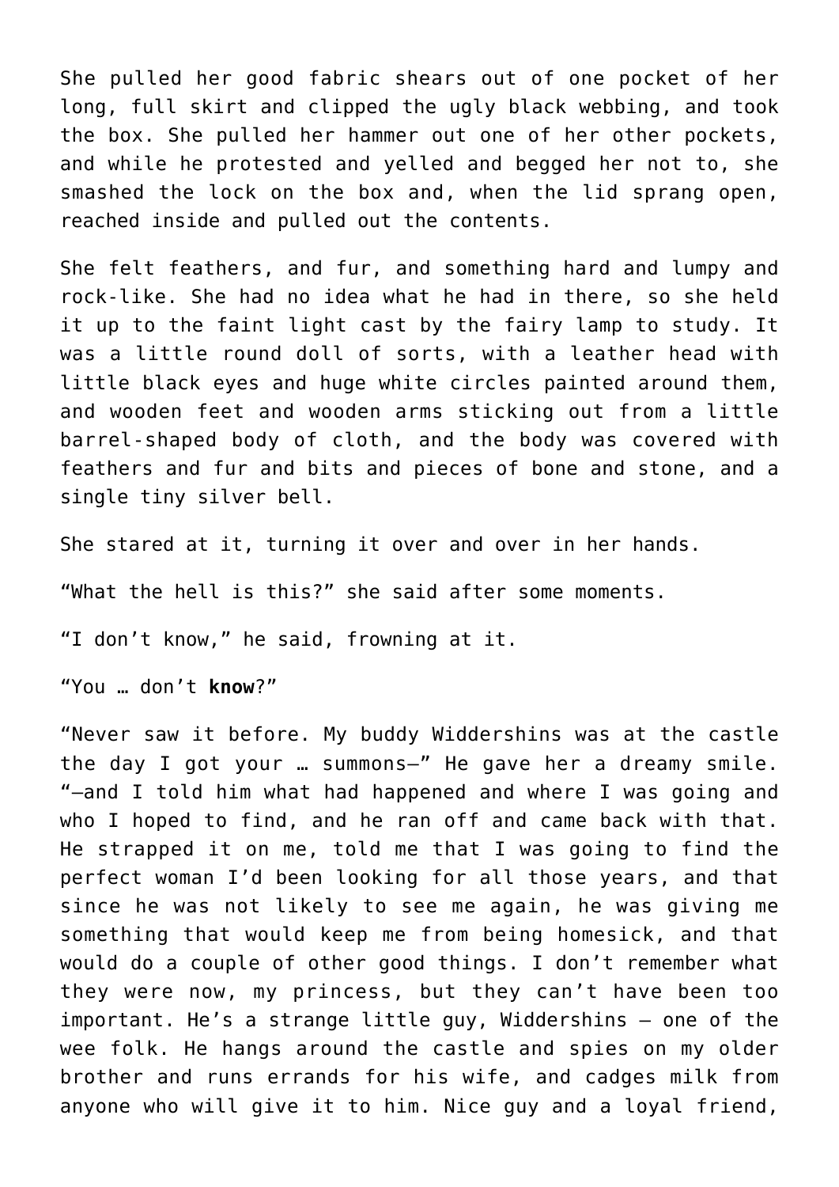She pulled her good fabric shears out of one pocket of her long, full skirt and clipped the ugly black webbing, and took the box. She pulled her hammer out one of her other pockets, and while he protested and yelled and begged her not to, she smashed the lock on the box and, when the lid sprang open, reached inside and pulled out the contents.

She felt feathers, and fur, and something hard and lumpy and rock-like. She had no idea what he had in there, so she held it up to the faint light cast by the fairy lamp to study. It was a little round doll of sorts, with a leather head with little black eyes and huge white circles painted around them, and wooden feet and wooden arms sticking out from a little barrel-shaped body of cloth, and the body was covered with feathers and fur and bits and pieces of bone and stone, and a single tiny silver bell.

She stared at it, turning it over and over in her hands.

“What the hell is this?” she said after some moments.

“I don’t know,” he said, frowning at it.

“You … don’t **know**?”

“Never saw it before. My buddy Widdershins was at the castle the day I got your … summons—” He gave her a dreamy smile. “—and I told him what had happened and where I was going and who I hoped to find, and he ran off and came back with that. He strapped it on me, told me that I was going to find the perfect woman I’d been looking for all those years, and that since he was not likely to see me again, he was giving me something that would keep me from being homesick, and that would do a couple of other good things. I don’t remember what they were now, my princess, but they can’t have been too important. He’s a strange little guy, Widdershins — one of the wee folk. He hangs around the castle and spies on my older brother and runs errands for his wife, and cadges milk from anyone who will give it to him. Nice guy and a loyal friend,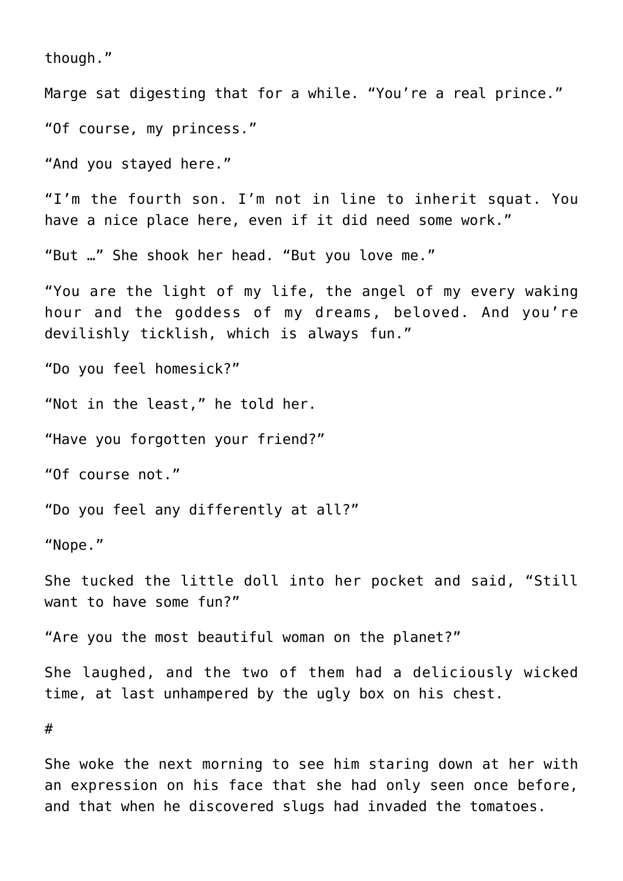though."

Marge sat digesting that for a while. "You're a real prince."

"Of course, my princess."

"And you stayed here."

"I'm the fourth son. I'm not in line to inherit squat. You have a nice place here, even if it did need some work."

"But …" She shook her head. "But you love me."

"You are the light of my life, the angel of my every waking hour and the goddess of my dreams, beloved. And you're devilishly ticklish, which is always fun."

"Do you feel homesick?"

"Not in the least," he told her.

"Have you forgotten your friend?"

"Of course not."

"Do you feel any differently at all?"

"Nope."

She tucked the little doll into her pocket and said, "Still want to have some fun?"

"Are you the most beautiful woman on the planet?"

She laughed, and the two of them had a deliciously wicked time, at last unhampered by the ugly box on his chest.

#

She woke the next morning to see him staring down at her with an expression on his face that she had only seen once before, and that when he discovered slugs had invaded the tomatoes.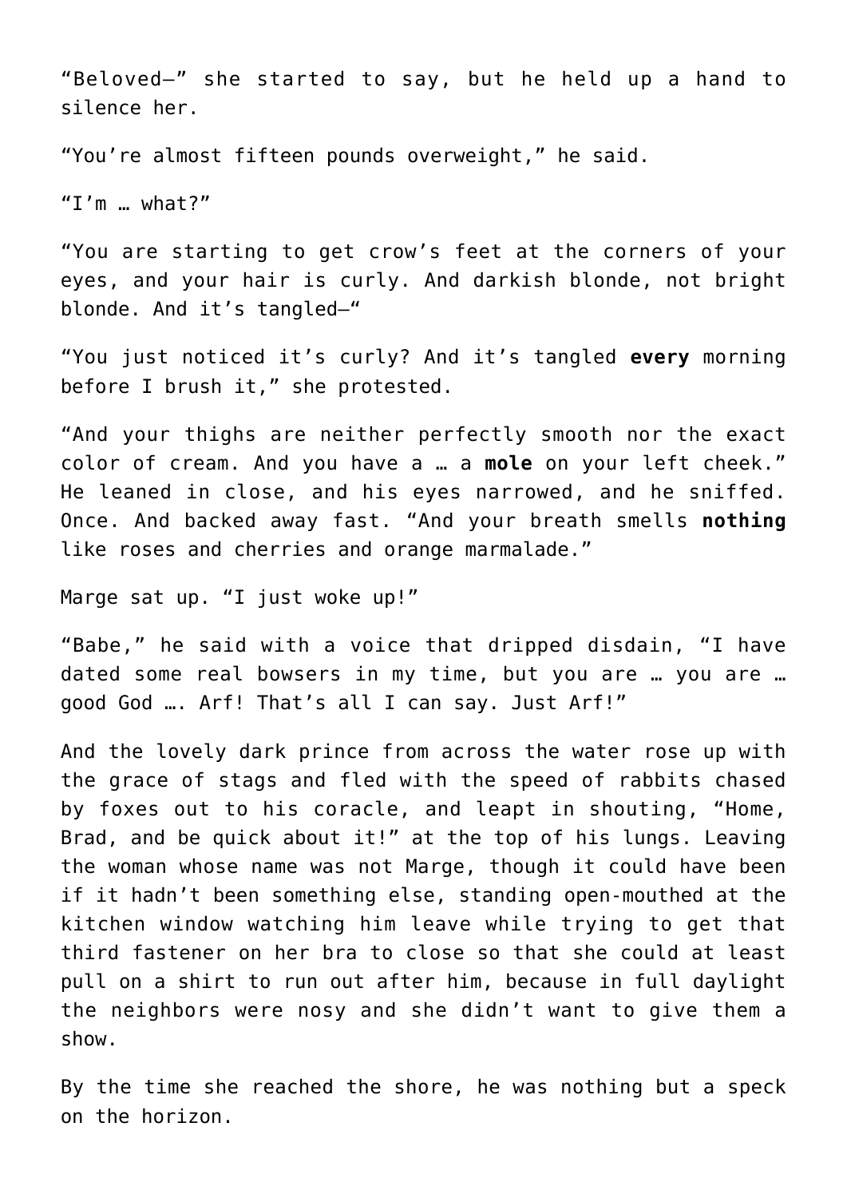“Beloved—” she started to say, but he held up a hand to silence her.

“You’re almost fifteen pounds overweight,” he said.

“I’m … what?”

“You are starting to get crow’s feet at the corners of your eyes, and your hair is curly. And darkish blonde, not bright blonde. And it’s tangled—“

“You just noticed it’s curly? And it’s tangled **every** morning before I brush it,” she protested.

“And your thighs are neither perfectly smooth nor the exact color of cream. And you have a … a **mole** on your left cheek.” He leaned in close, and his eyes narrowed, and he sniffed. Once. And backed away fast. “And your breath smells **nothing** like roses and cherries and orange marmalade.”

Marge sat up. “I just woke up!”

“Babe,” he said with a voice that dripped disdain, “I have dated some real bowsers in my time, but you are … you are … good God …. Arf! That’s all I can say. Just Arf!”

And the lovely dark prince from across the water rose up with the grace of stags and fled with the speed of rabbits chased by foxes out to his coracle, and leapt in shouting, “Home, Brad, and be quick about it!” at the top of his lungs. Leaving the woman whose name was not Marge, though it could have been if it hadn’t been something else, standing open-mouthed at the kitchen window watching him leave while trying to get that third fastener on her bra to close so that she could at least pull on a shirt to run out after him, because in full daylight the neighbors were nosy and she didn’t want to give them a show.

By the time she reached the shore, he was nothing but a speck on the horizon.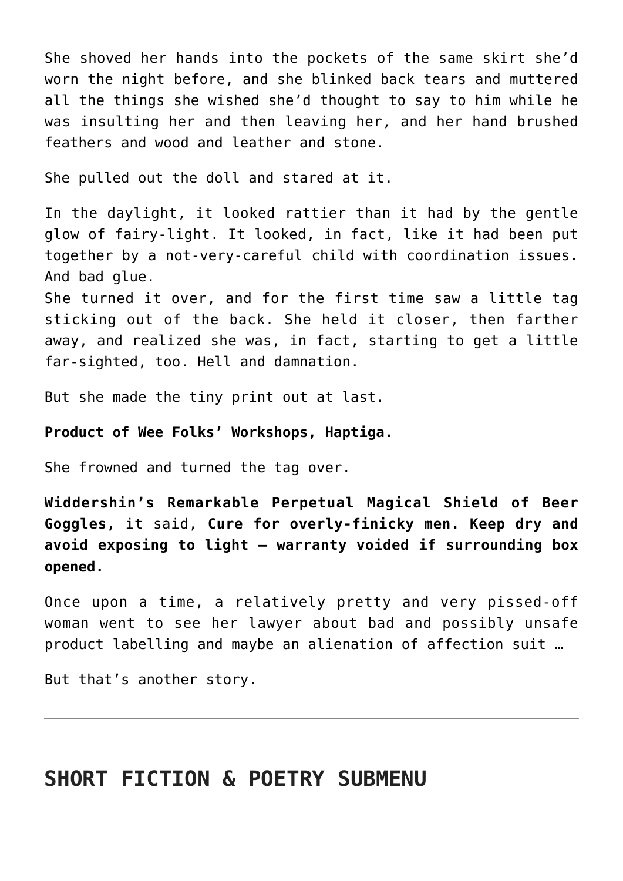She shoved her hands into the pockets of the same skirt she'd worn the night before, and she blinked back tears and muttered all the things she wished she'd thought to say to him while he was insulting her and then leaving her, and her hand brushed feathers and wood and leather and stone.

She pulled out the doll and stared at it.

In the daylight, it looked rattier than it had by the gentle glow of fairy-light. It looked, in fact, like it had been put together by a not-very-careful child with coordination issues. And bad glue.
She turned it over, and for the first time saw a little tag sticking out of the back. She held it closer, then farther away, and realized she was, in fact, starting to get a little far-sighted, too. Hell and damnation.

But she made the tiny print out at last.

**Product of Wee Folks' Workshops, Haptiga.**

She frowned and turned the tag over.

**Widdershin's Remarkable Perpetual Magical Shield of Beer Goggles,** it said, **Cure for overly-finicky men. Keep dry and avoid exposing to light – warranty voided if surrounding box opened.**

Once upon a time, a relatively pretty and very pissed-off woman went to see her lawyer about bad and possibly unsafe product labelling and maybe an alienation of affection suit …

But that's another story.

---

## SHORT FICTION & POETRY SUBMENU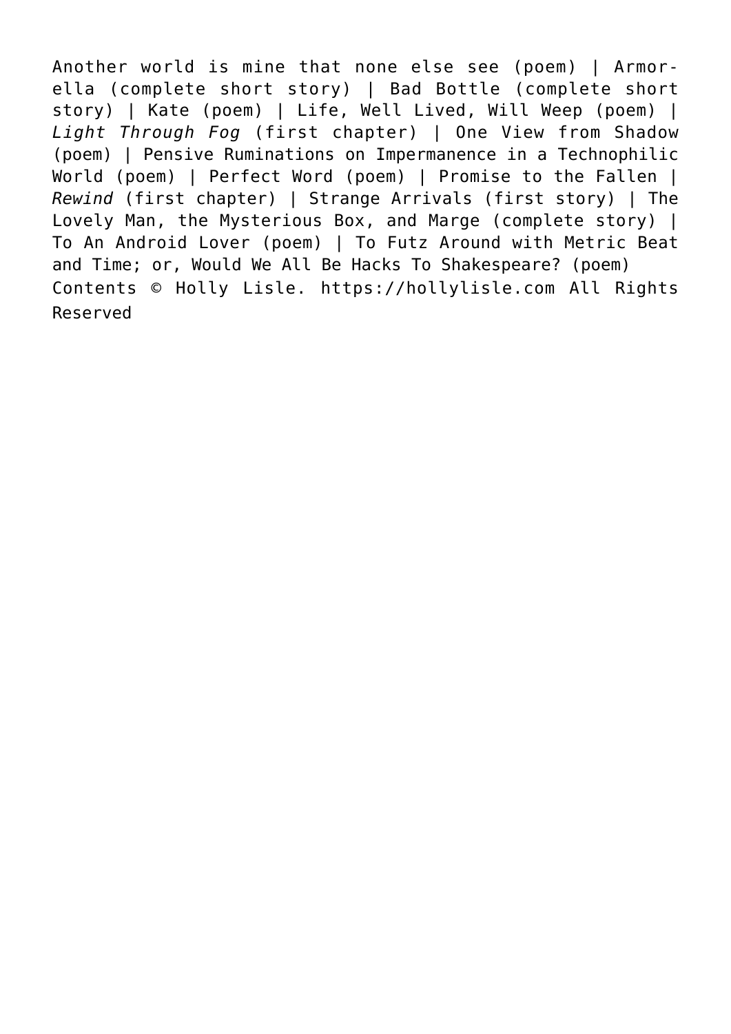Another world is mine that none else see (poem) | Armorella (complete short story) | Bad Bottle (complete short story) | Kate (poem) | Life, Well Lived, Will Weep (poem) | *Light Through Fog* (first chapter) | One View from Shadow (poem) | Pensive Ruminations on Impermanence in a Technophilic World (poem) | Perfect Word (poem) | Promise to the Fallen | *Rewind* (first chapter) | Strange Arrivals (first story) | The Lovely Man, the Mysterious Box, and Marge (complete story) | To An Android Lover (poem) | To Futz Around with Metric Beat and Time; or, Would We All Be Hacks To Shakespeare? (poem)

Contents © Holly Lisle. https://hollylisle.com All Rights Reserved